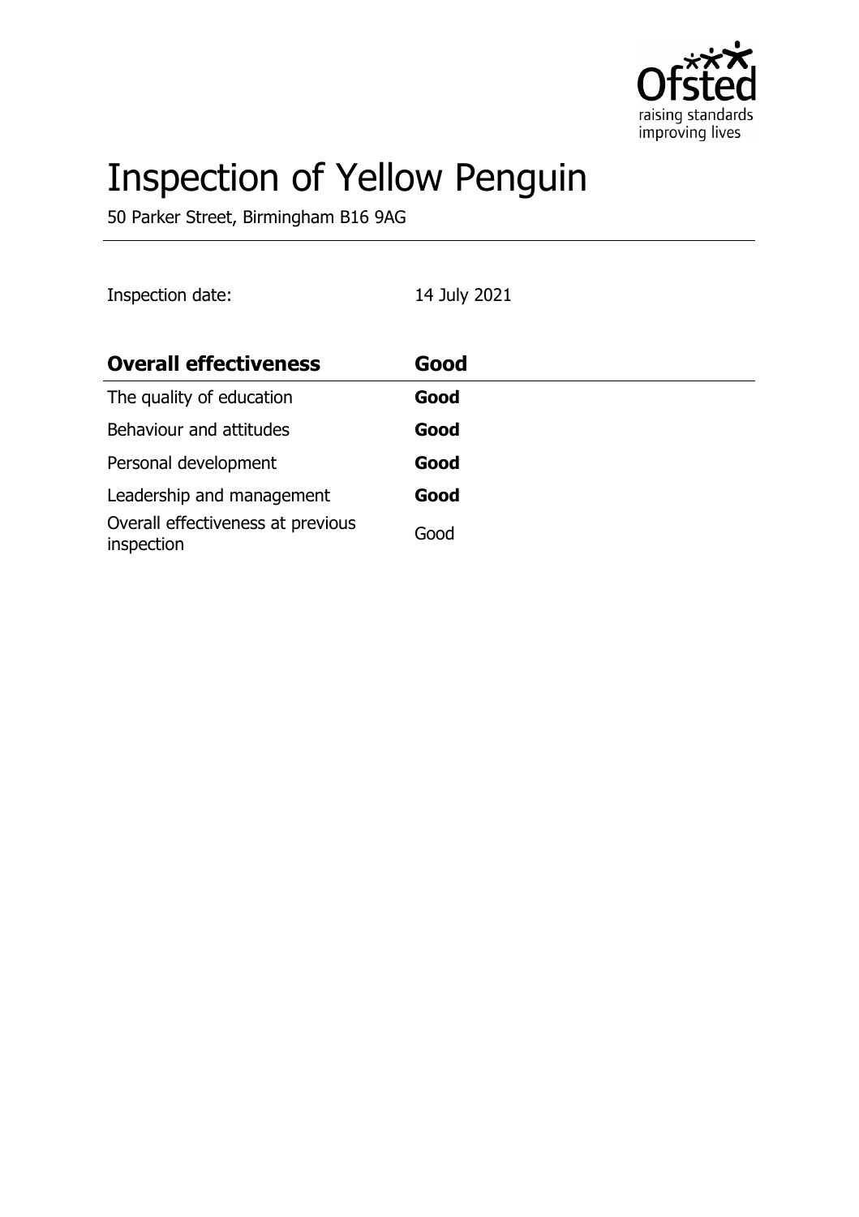# Inspection of Yellow Penguin

50 Parker Street, Birmingham B16 9AG

Inspection date: 14 July 2021

| **Overall effectiveness** | **Good** |
| --- | --- |
| The quality of education | **Good** |
| Behaviour and attitudes | **Good** |
| Personal development | **Good** |
| Leadership and management | **Good** |
| Overall effectiveness at previous inspection | Good |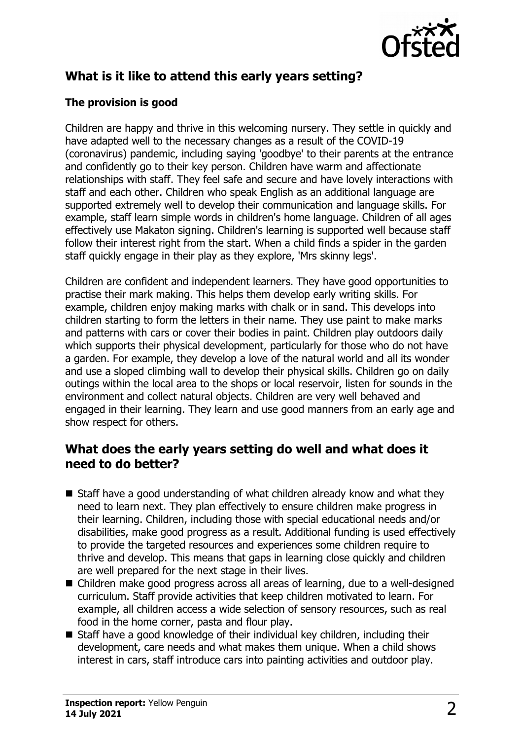## What is it like to attend this early years setting?

### The provision is good

Children are happy and thrive in this welcoming nursery. They settle in quickly and have adapted well to the necessary changes as a result of the COVID-19 (coronavirus) pandemic, including saying 'goodbye' to their parents at the entrance and confidently go to their key person. Children have warm and affectionate relationships with staff. They feel safe and secure and have lovely interactions with staff and each other. Children who speak English as an additional language are supported extremely well to develop their communication and language skills. For example, staff learn simple words in children's home language. Children of all ages effectively use Makaton signing. Children's learning is supported well because staff follow their interest right from the start. When a child finds a spider in the garden staff quickly engage in their play as they explore, 'Mrs skinny legs'.

Children are confident and independent learners. They have good opportunities to practise their mark making. This helps them develop early writing skills. For example, children enjoy making marks with chalk or in sand. This develops into children starting to form the letters in their name. They use paint to make marks and patterns with cars or cover their bodies in paint. Children play outdoors daily which supports their physical development, particularly for those who do not have a garden. For example, they develop a love of the natural world and all its wonder and use a sloped climbing wall to develop their physical skills. Children go on daily outings within the local area to the shops or local reservoir, listen for sounds in the environment and collect natural objects. Children are very well behaved and engaged in their learning. They learn and use good manners from an early age and show respect for others.

## What does the early years setting do well and what does it need to do better?

- Staff have a good understanding of what children already know and what they need to learn next. They plan effectively to ensure children make progress in their learning. Children, including those with special educational needs and/or disabilities, make good progress as a result. Additional funding is used effectively to provide the targeted resources and experiences some children require to thrive and develop. This means that gaps in learning close quickly and children are well prepared for the next stage in their lives.
- Children make good progress across all areas of learning, due to a well-designed curriculum. Staff provide activities that keep children motivated to learn. For example, all children access a wide selection of sensory resources, such as real food in the home corner, pasta and flour play.
- Staff have a good knowledge of their individual key children, including their development, care needs and what makes them unique. When a child shows interest in cars, staff introduce cars into painting activities and outdoor play.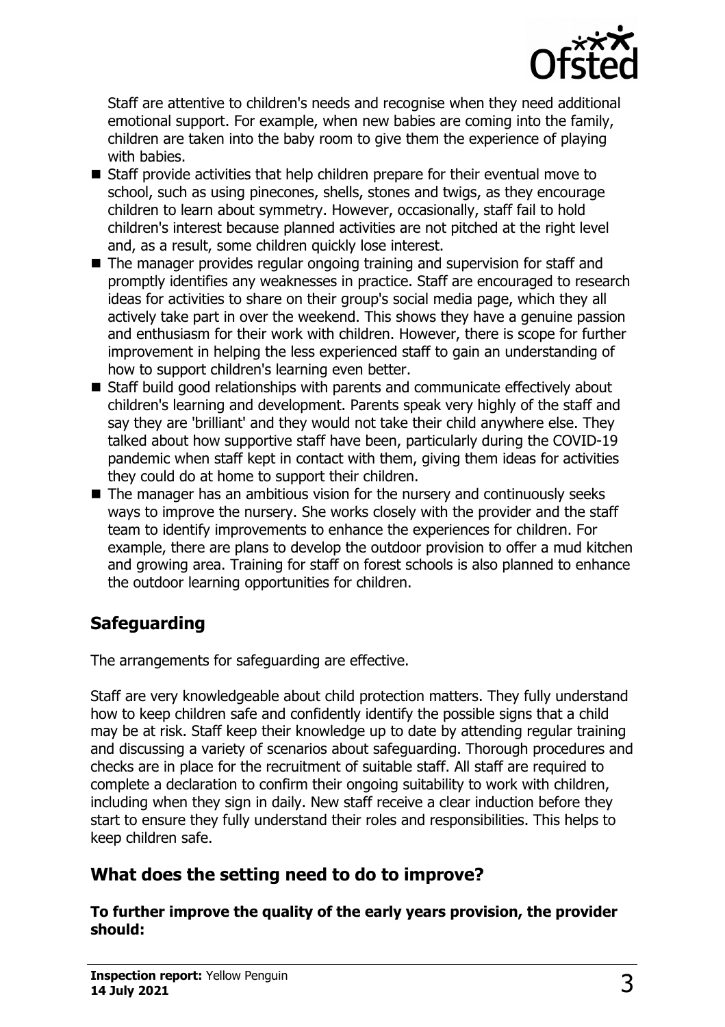Staff are attentive to children's needs and recognise when they need additional emotional support. For example, when new babies are coming into the family, children are taken into the baby room to give them the experience of playing with babies.

- Staff provide activities that help children prepare for their eventual move to school, such as using pinecones, shells, stones and twigs, as they encourage children to learn about symmetry. However, occasionally, staff fail to hold children's interest because planned activities are not pitched at the right level and, as a result, some children quickly lose interest.
- The manager provides regular ongoing training and supervision for staff and promptly identifies any weaknesses in practice. Staff are encouraged to research ideas for activities to share on their group's social media page, which they all actively take part in over the weekend. This shows they have a genuine passion and enthusiasm for their work with children. However, there is scope for further improvement in helping the less experienced staff to gain an understanding of how to support children's learning even better.
- Staff build good relationships with parents and communicate effectively about children's learning and development. Parents speak very highly of the staff and say they are 'brilliant' and they would not take their child anywhere else. They talked about how supportive staff have been, particularly during the COVID-19 pandemic when staff kept in contact with them, giving them ideas for activities they could do at home to support their children.
- The manager has an ambitious vision for the nursery and continuously seeks ways to improve the nursery. She works closely with the provider and the staff team to identify improvements to enhance the experiences for children. For example, there are plans to develop the outdoor provision to offer a mud kitchen and growing area. Training for staff on forest schools is also planned to enhance the outdoor learning opportunities for children.

## Safeguarding

The arrangements for safeguarding are effective.

Staff are very knowledgeable about child protection matters. They fully understand how to keep children safe and confidently identify the possible signs that a child may be at risk. Staff keep their knowledge up to date by attending regular training and discussing a variety of scenarios about safeguarding. Thorough procedures and checks are in place for the recruitment of suitable staff. All staff are required to complete a declaration to confirm their ongoing suitability to work with children, including when they sign in daily. New staff receive a clear induction before they start to ensure they fully understand their roles and responsibilities. This helps to keep children safe.

## What does the setting need to do to improve?

**To further improve the quality of the early years provision, the provider should:**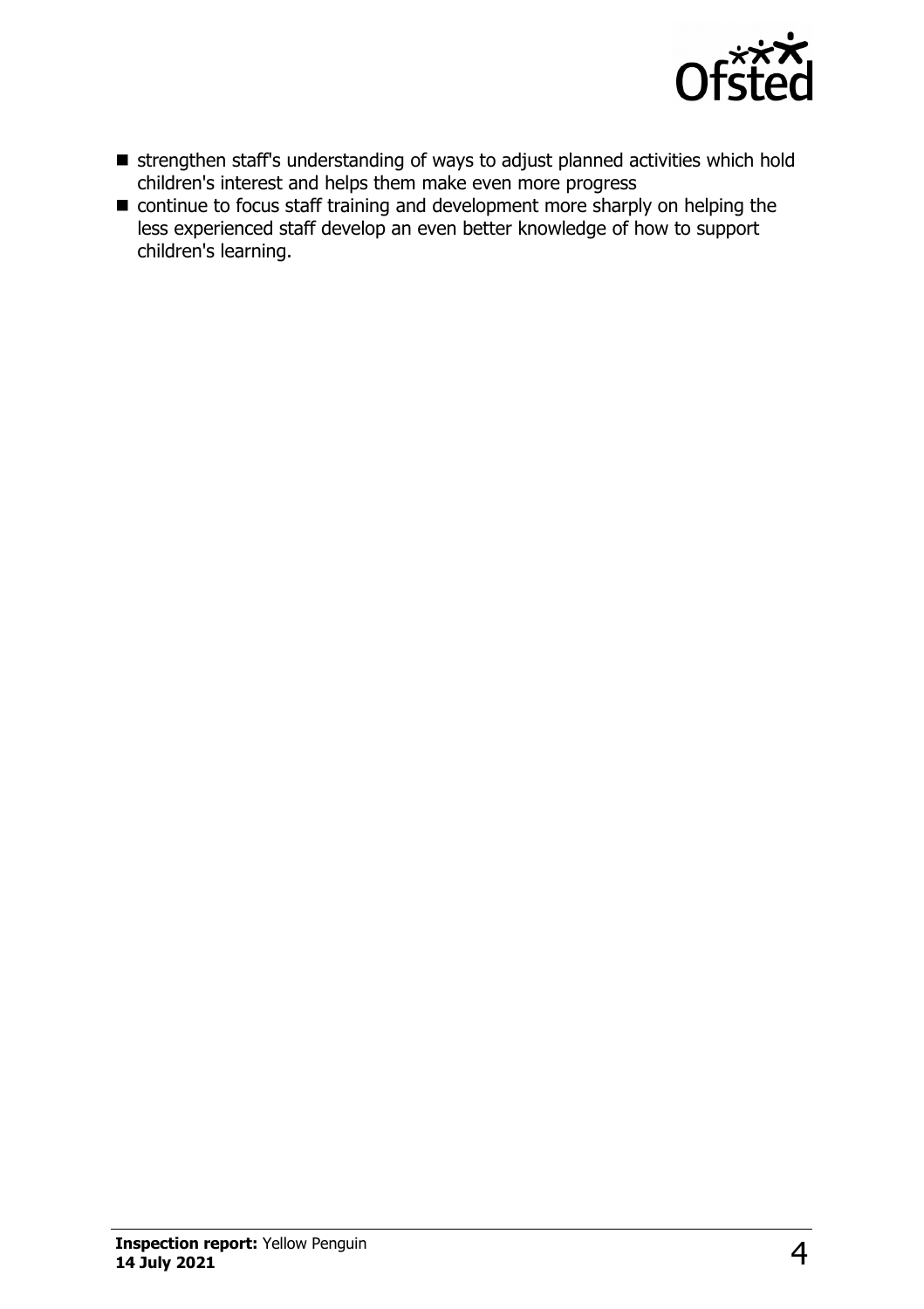- strengthen staff's understanding of ways to adjust planned activities which hold children's interest and helps them make even more progress
- continue to focus staff training and development more sharply on helping the less experienced staff develop an even better knowledge of how to support children's learning.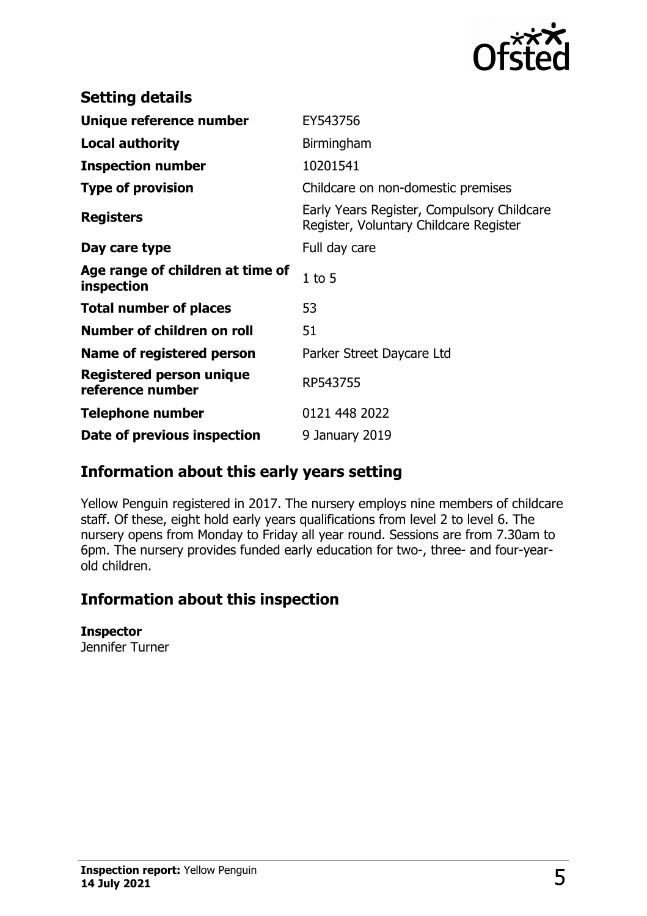## Setting details

| | |
|---|---|
| **Unique reference number** | EY543756 |
| **Local authority** | Birmingham |
| **Inspection number** | 10201541 |
| **Type of provision** | Childcare on non-domestic premises |
| **Registers** | Early Years Register, Compulsory Childcare Register, Voluntary Childcare Register |
| **Day care type** | Full day care |
| **Age range of children at time of inspection** | 1 to 5 |
| **Total number of places** | 53 |
| **Number of children on roll** | 51 |
| **Name of registered person** | Parker Street Daycare Ltd |
| **Registered person unique reference number** | RP543755 |
| **Telephone number** | 0121 448 2022 |
| **Date of previous inspection** | 9 January 2019 |

## Information about this early years setting

Yellow Penguin registered in 2017. The nursery employs nine members of childcare staff. Of these, eight hold early years qualifications from level 2 to level 6. The nursery opens from Monday to Friday all year round. Sessions are from 7.30am to 6pm. The nursery provides funded early education for two-, three- and four-year-old children.

## Information about this inspection

**Inspector**
Jennifer Turner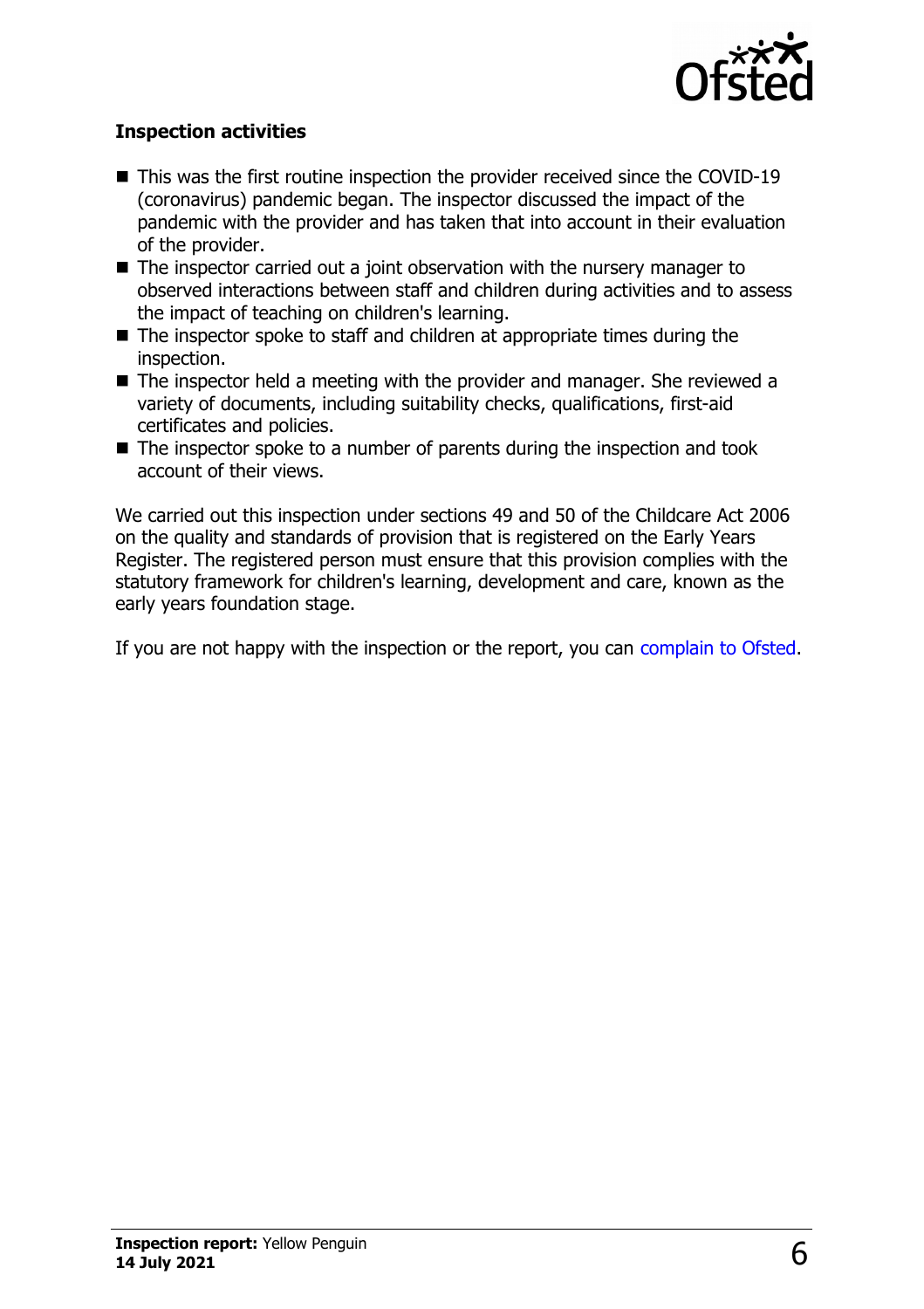### Inspection activities

- This was the first routine inspection the provider received since the COVID-19 (coronavirus) pandemic began. The inspector discussed the impact of the pandemic with the provider and has taken that into account in their evaluation of the provider.
- The inspector carried out a joint observation with the nursery manager to observed interactions between staff and children during activities and to assess the impact of teaching on children's learning.
- The inspector spoke to staff and children at appropriate times during the inspection.
- The inspector held a meeting with the provider and manager. She reviewed a variety of documents, including suitability checks, qualifications, first-aid certificates and policies.
- The inspector spoke to a number of parents during the inspection and took account of their views.

We carried out this inspection under sections 49 and 50 of the Childcare Act 2006 on the quality and standards of provision that is registered on the Early Years Register. The registered person must ensure that this provision complies with the statutory framework for children's learning, development and care, known as the early years foundation stage.

If you are not happy with the inspection or the report, you can complain to Ofsted.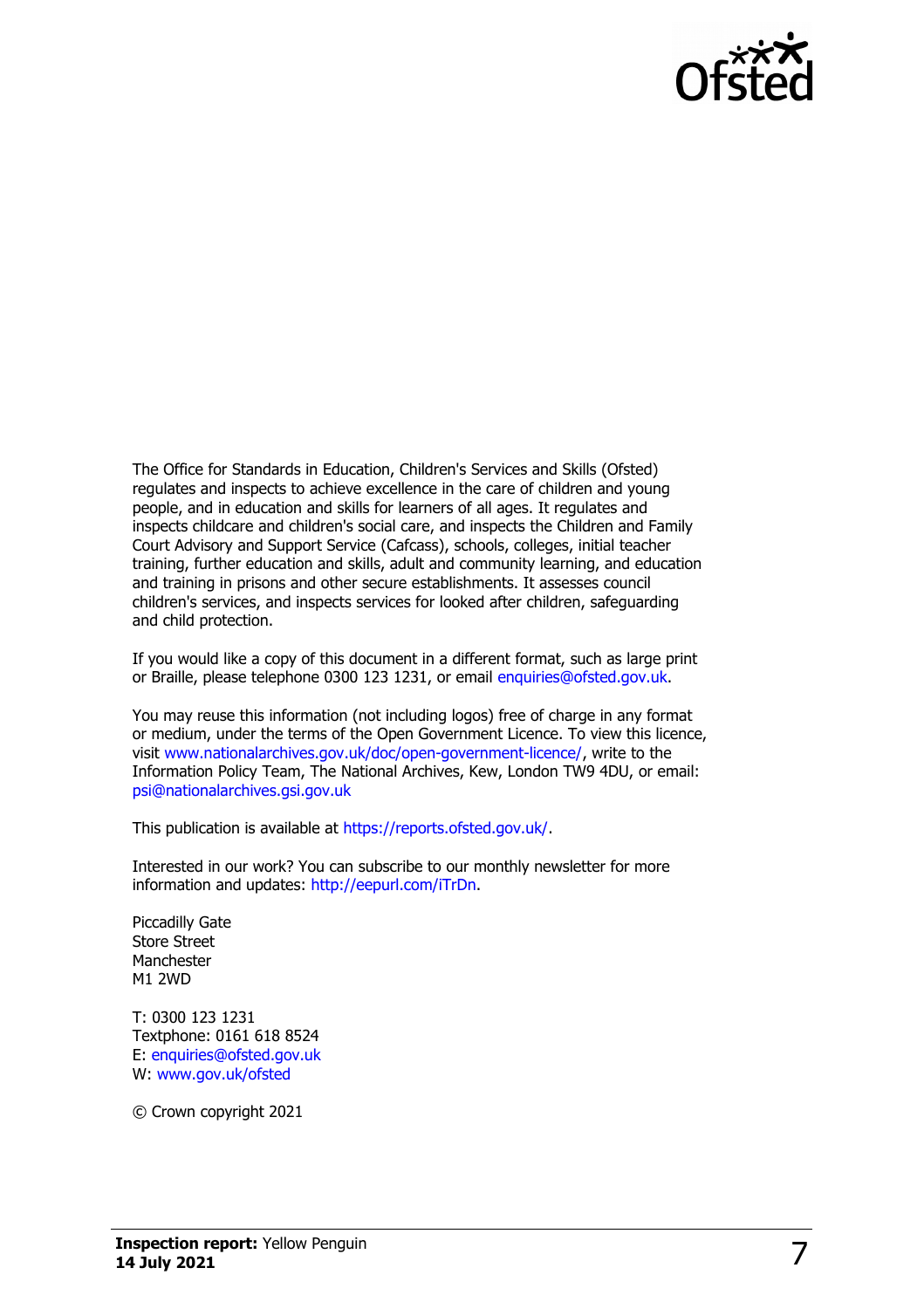The Office for Standards in Education, Children's Services and Skills (Ofsted) regulates and inspects to achieve excellence in the care of children and young people, and in education and skills for learners of all ages. It regulates and inspects childcare and children's social care, and inspects the Children and Family Court Advisory and Support Service (Cafcass), schools, colleges, initial teacher training, further education and skills, adult and community learning, and education and training in prisons and other secure establishments. It assesses council children's services, and inspects services for looked after children, safeguarding and child protection.

If you would like a copy of this document in a different format, such as large print or Braille, please telephone 0300 123 1231, or email enquiries@ofsted.gov.uk.

You may reuse this information (not including logos) free of charge in any format or medium, under the terms of the Open Government Licence. To view this licence, visit www.nationalarchives.gov.uk/doc/open-government-licence/, write to the Information Policy Team, The National Archives, Kew, London TW9 4DU, or email: psi@nationalarchives.gsi.gov.uk

This publication is available at https://reports.ofsted.gov.uk/.

Interested in our work? You can subscribe to our monthly newsletter for more information and updates: http://eepurl.com/iTrDn.

Piccadilly Gate
Store Street
Manchester
M1 2WD

T: 0300 123 1231
Textphone: 0161 618 8524
E: enquiries@ofsted.gov.uk
W: www.gov.uk/ofsted

© Crown copyright 2021